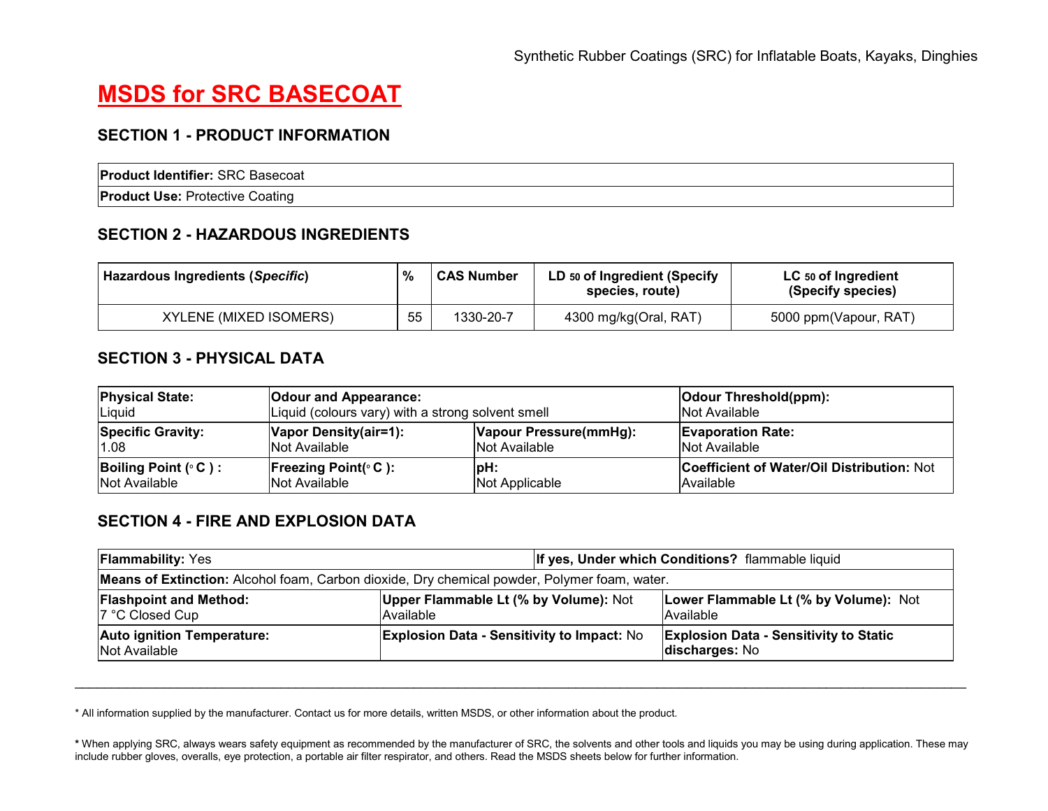Synthetic Rubber Coatings (SRC) for Inflatable Boats, Kayaks, Dinghies

# MSDS for SRC BASECOAT

## SECTION 1 - PRODUCT INFORMATION

| | |
|---|---|
| **Product Identifier:** SRC Basecoat | |
| **Product Use:** Protective Coating | |

## SECTION 2 - HAZARDOUS INGREDIENTS

| Hazardous Ingredients (*Specific*) | % | CAS Number | $LD_{50}$ of Ingredient (Specify species, route) | $LC_{50}$ of Ingredient (Specify species) |
|---|---|---|---|---|
| XYLENE (MIXED ISOMERS) | 55 | 1330-20-7 | 4300 mg/kg(Oral, RAT) | 5000 ppm(Vapour, RAT) |

## SECTION 3 - PHYSICAL DATA

| | | | |
|---|---|---|---|
| **Physical State:** Liquid | **Odour and Appearance:** Liquid (colours vary) with a strong solvent smell | | **Odour Threshold(ppm):** Not Available |
| **Specific Gravity:** 1.08 | **Vapor Density(air=1):** Not Available | **Vapour Pressure(mmHg):** Not Available | **Evaporation Rate:** Not Available |
| **Boiling Point (° C ) :** Not Available | **Freezing Point(° C ):** Not Available | **pH:** Not Applicable | **Coefficient of Water/Oil Distribution:** Not Available |

## SECTION 4 - FIRE AND EXPLOSION DATA

| | | |
|---|---|---|
| **Flammability:** Yes | **If yes, Under which Conditions?** flammable liquid | |
| **Means of Extinction:** Alcohol foam, Carbon dioxide, Dry chemical powder, Polymer foam, water. | | |
| **Flashpoint and Method:** 7 °C Closed Cup | **Upper Flammable Lt (% by Volume):** Not Available | **Lower Flammable Lt (% by Volume):** Not Available |
| **Auto ignition Temperature:** Not Available | **Explosion Data - Sensitivity to Impact:** No | **Explosion Data - Sensitivity to Static discharges:** No |

---

* All information supplied by the manufacturer. Contact us for more details, written MSDS, or other information about the product.

**\*** When applying SRC, always wears safety equipment as recommended by the manufacturer of SRC, the solvents and other tools and liquids you may be using during application. These may include rubber gloves, overalls, eye protection, a portable air filter respirator, and others. Read the MSDS sheets below for further information.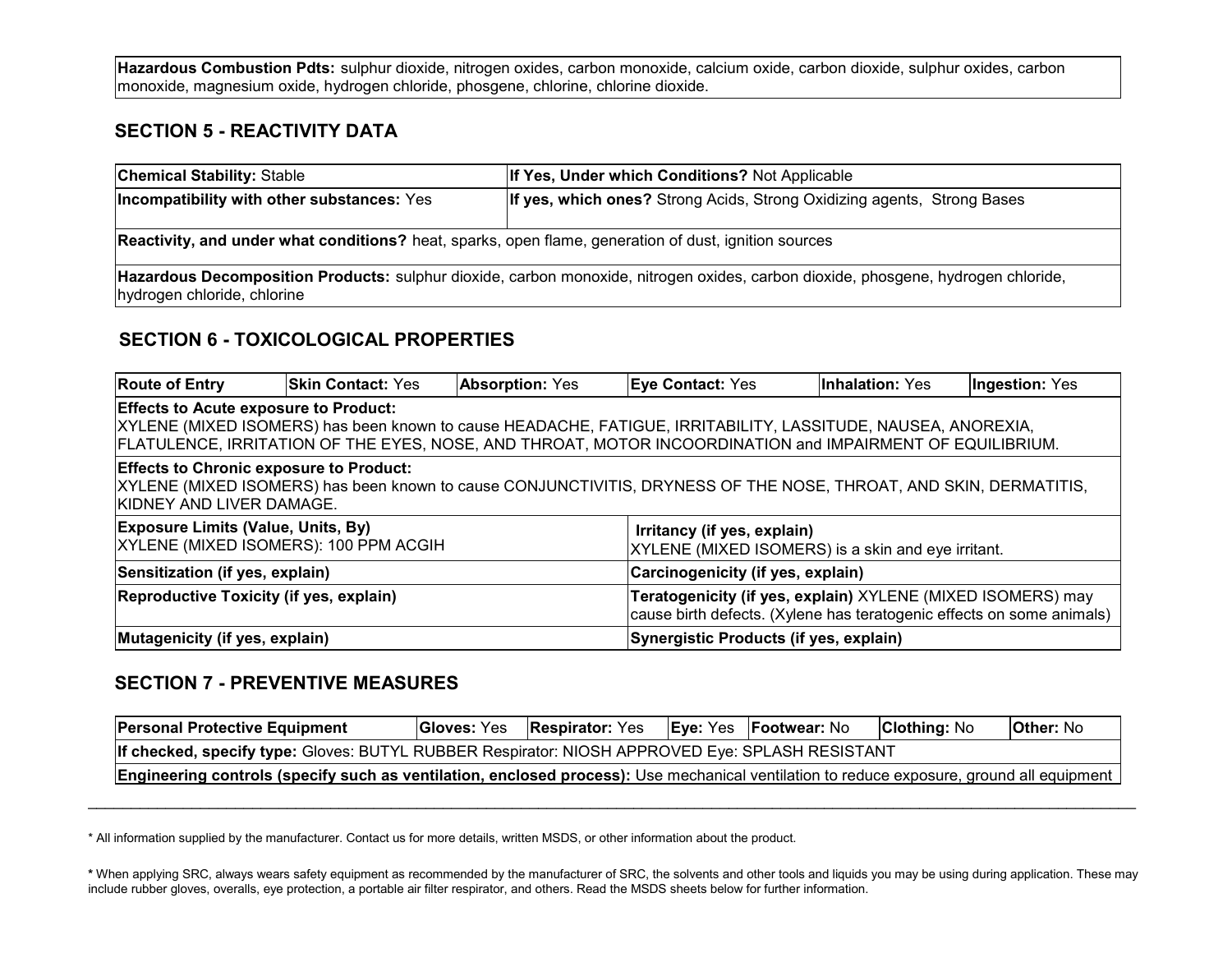| |
|---|
| **Hazardous Combustion Pdts:** sulphur dioxide, nitrogen oxides, carbon monoxide, calcium oxide, carbon dioxide, sulphur oxides, carbon monoxide, magnesium oxide, hydrogen chloride, phosgene, chlorine, chlorine dioxide. |

## SECTION 5 - REACTIVITY DATA

| | |
|---|---|
| **Chemical Stability:** Stable | **If Yes, Under which Conditions?** Not Applicable |
| **Incompatibility with other substances:** Yes | **If yes, which ones?** Strong Acids, Strong Oxidizing agents, Strong Bases |
| **Reactivity, and under what conditions?** heat, sparks, open flame, generation of dust, ignition sources | |
| **Hazardous Decomposition Products:** sulphur dioxide, carbon monoxide, nitrogen oxides, carbon dioxide, phosgene, hydrogen chloride, hydrogen chloride, chlorine | |

## SECTION 6 - TOXICOLOGICAL PROPERTIES

| | | | | | |
|---|---|---|---|---|---|
| **Route of Entry** | **Skin Contact:** Yes | **Absorption:** Yes | **Eye Contact:** Yes | **Inhalation:** Yes | **Ingestion:** Yes |
| **Effects to Acute exposure to Product:** XYLENE (MIXED ISOMERS) has been known to cause HEADACHE, FATIGUE, IRRITABILITY, LASSITUDE, NAUSEA, ANOREXIA, FLATULENCE, IRRITATION OF THE EYES, NOSE, AND THROAT, MOTOR INCOORDINATION and IMPAIRMENT OF EQUILIBRIUM. | | | | | |
| **Effects to Chronic exposure to Product:** XYLENE (MIXED ISOMERS) has been known to cause CONJUNCTIVITIS, DRYNESS OF THE NOSE, THROAT, AND SKIN, DERMATITIS, KIDNEY AND LIVER DAMAGE. | | | | | |
| **Exposure Limits (Value, Units, By)** XYLENE (MIXED ISOMERS): 100 PPM ACGIH | | | **Irritancy (if yes, explain)** XYLENE (MIXED ISOMERS) is a skin and eye irritant. | | |
| **Sensitization (if yes, explain)** | | | **Carcinogenicity (if yes, explain)** | | |
| **Reproductive Toxicity (if yes, explain)** | | | **Teratogenicity (if yes, explain)** XYLENE (MIXED ISOMERS) may cause birth defects. (Xylene has teratogenic effects on some animals) | | |
| **Mutagenicity (if yes, explain)** | | | **Synergistic Products (if yes, explain)** | | |

## SECTION 7 - PREVENTIVE MEASURES

| | | | | | | |
|---|---|---|---|---|---|---|
| **Personal Protective Equipment** | **Gloves:** Yes | **Respirator:** Yes | **Eye:** Yes | **Footwear:** No | **Clothing:** No | **Other:** No |
| **If checked, specify type:** Gloves: BUTYL RUBBER Respirator: NIOSH APPROVED Eye: SPLASH RESISTANT | | | | | | |
| **Engineering controls (specify such as ventilation, enclosed process):** Use mechanical ventilation to reduce exposure, ground all equipment | | | | | | |

* All information supplied by the manufacturer. Contact us for more details, written MSDS, or other information about the product.

* When applying SRC, always wears safety equipment as recommended by the manufacturer of SRC, the solvents and other tools and liquids you may be using during application. These may include rubber gloves, overalls, eye protection, a portable air filter respirator, and others. Read the MSDS sheets below for further information.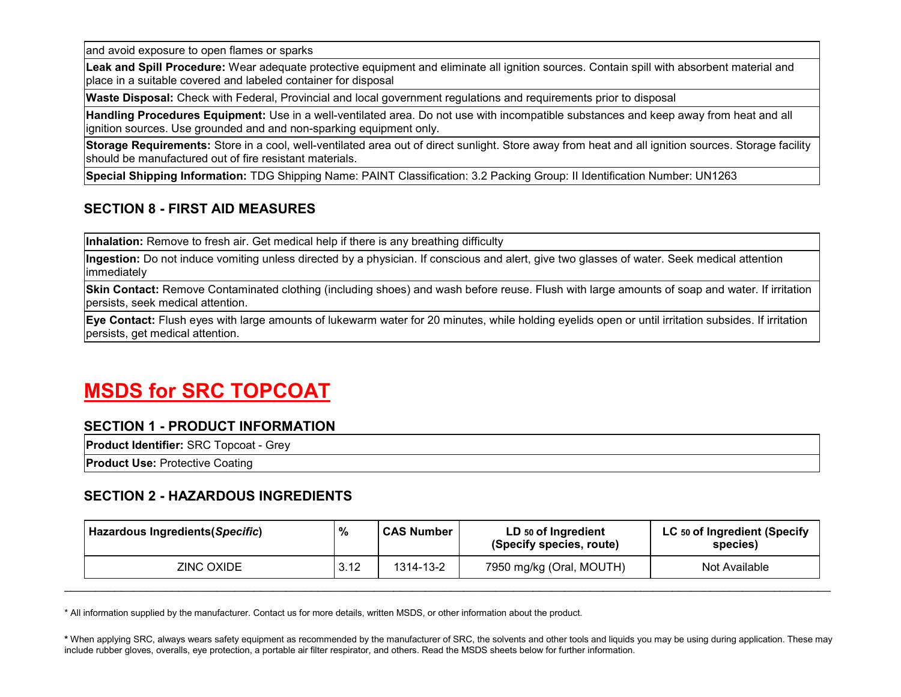and avoid exposure to open flames or sparks

**Leak and Spill Procedure:** Wear adequate protective equipment and eliminate all ignition sources. Contain spill with absorbent material and place in a suitable covered and labeled container for disposal

**Waste Disposal:** Check with Federal, Provincial and local government regulations and requirements prior to disposal

**Handling Procedures Equipment:** Use in a well-ventilated area. Do not use with incompatible substances and keep away from heat and all ignition sources. Use grounded and and non-sparking equipment only.

**Storage Requirements:** Store in a cool, well-ventilated area out of direct sunlight. Store away from heat and all ignition sources. Storage facility should be manufactured out of fire resistant materials.

**Special Shipping Information:** TDG Shipping Name: PAINT Classification: 3.2 Packing Group: II Identification Number: UN1263

## SECTION 8 - FIRST AID MEASURES

**Inhalation:** Remove to fresh air. Get medical help if there is any breathing difficulty

**Ingestion:** Do not induce vomiting unless directed by a physician. If conscious and alert, give two glasses of water. Seek medical attention immediately

**Skin Contact:** Remove Contaminated clothing (including shoes) and wash before reuse. Flush with large amounts of soap and water. If irritation persists, seek medical attention.

**Eye Contact:** Flush eyes with large amounts of lukewarm water for 20 minutes, while holding eyelids open or until irritation subsides. If irritation persists, get medical attention.

# MSDS for SRC TOPCOAT

## SECTION 1 - PRODUCT INFORMATION

**Product Identifier:** SRC Topcoat - Grey

**Product Use:** Protective Coating

## SECTION 2 - HAZARDOUS INGREDIENTS

| Hazardous Ingredients(*Specific*) | % | CAS Number | $LD_{50}$ of Ingredient (Specify species, route) | $LC_{50}$ of Ingredient (Specify species) |
|---|---|---|---|---|
| ZINC OXIDE | 3.12 | 1314-13-2 | 7950 mg/kg (Oral, MOUTH) | Not Available |

---

* All information supplied by the manufacturer. Contact us for more details, written MSDS, or other information about the product.

* When applying SRC, always wears safety equipment as recommended by the manufacturer of SRC, the solvents and other tools and liquids you may be using during application. These may include rubber gloves, overalls, eye protection, a portable air filter respirator, and others. Read the MSDS sheets below for further information.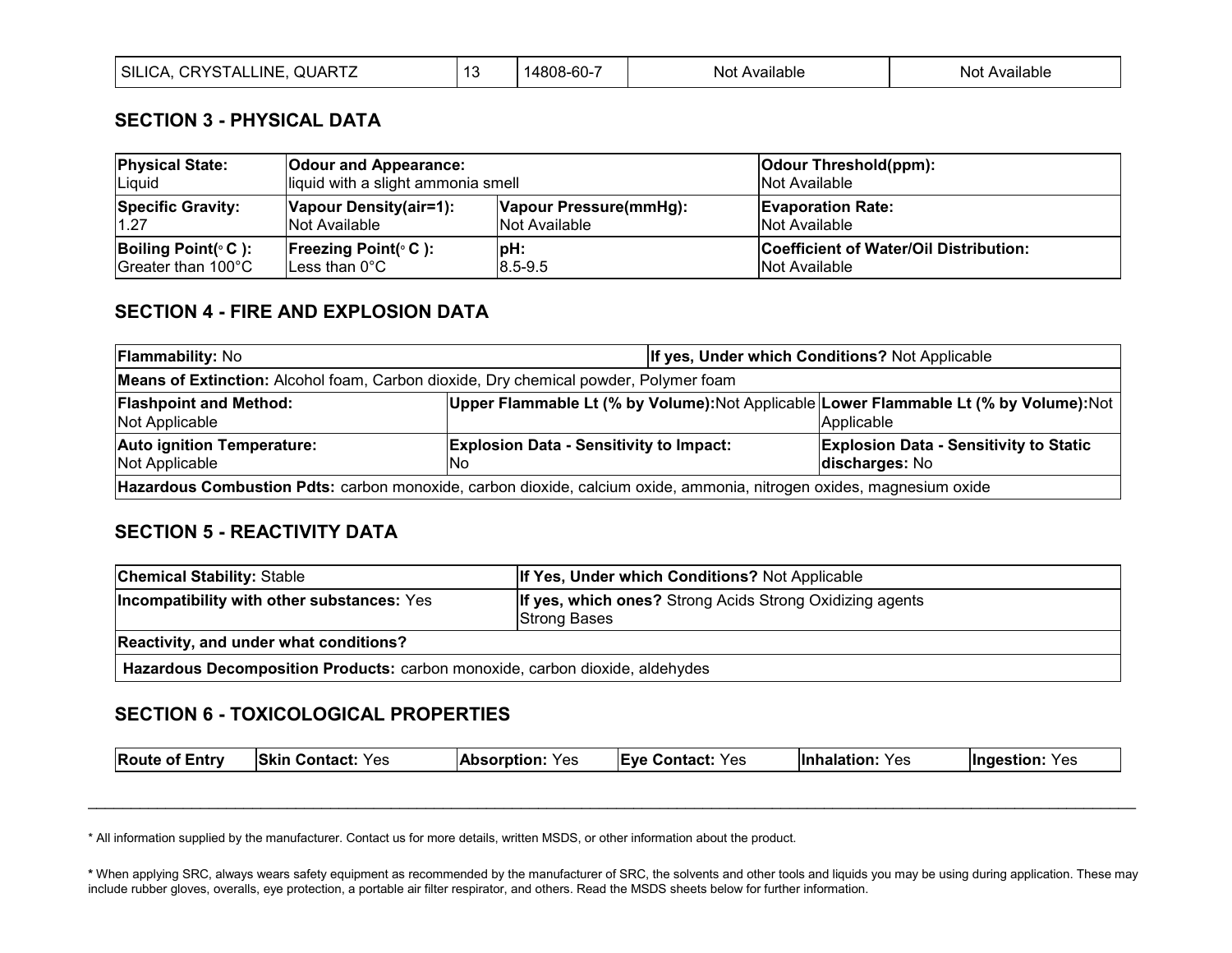| | | | | |
|---|---|---|---|---|
| SILICA, CRYSTALLINE, QUARTZ | 13 | 14808-60-7 | Not Available | Not Available |

## SECTION 3 - PHYSICAL DATA

| | | | |
|---|---|---|---|
| **Physical State:** Liquid | **Odour and Appearance:** liquid with a slight ammonia smell | | **Odour Threshold(ppm):** Not Available |
| **Specific Gravity:** 1.27 | **Vapour Density(air=1):** Not Available | **Vapour Pressure(mmHg):** Not Available | **Evaporation Rate:** Not Available |
| **Boiling Point(◦ C ):** Greater than 100°C | **Freezing Point(◦ C ):** Less than 0°C | **pH:** 8.5-9.5 | **Coefficient of Water/Oil Distribution:** Not Available |

## SECTION 4 - FIRE AND EXPLOSION DATA

| | | |
|---|---|---|
| **Flammability:** No | **If yes, Under which Conditions?** Not Applicable | |
| **Means of Extinction:** Alcohol foam, Carbon dioxide, Dry chemical powder, Polymer foam | | |
| **Flashpoint and Method:** Not Applicable | **Upper Flammable Lt (% by Volume):** Not Applicable | **Lower Flammable Lt (% by Volume):** Not Applicable |
| **Auto ignition Temperature:** Not Applicable | **Explosion Data - Sensitivity to Impact:** No | **Explosion Data - Sensitivity to Static discharges:** No |
| **Hazardous Combustion Pdts:** carbon monoxide, carbon dioxide, calcium oxide, ammonia, nitrogen oxides, magnesium oxide | | |

## SECTION 5 - REACTIVITY DATA

| | |
|---|---|
| **Chemical Stability:** Stable | **If Yes, Under which Conditions?** Not Applicable |
| **Incompatibility with other substances:** Yes | **If yes, which ones?** Strong Acids Strong Oxidizing agents Strong Bases |
| **Reactivity, and under what conditions?** | |
| **Hazardous Decomposition Products:** carbon monoxide, carbon dioxide, aldehydes | |

## SECTION 6 - TOXICOLOGICAL PROPERTIES

| | | | | | |
|---|---|---|---|---|---|
| **Route of Entry** | **Skin Contact:** Yes | **Absorption:** Yes | **Eye Contact:** Yes | **Inhalation:** Yes | **Ingestion:** Yes |

---

* All information supplied by the manufacturer. Contact us for more details, written MSDS, or other information about the product.

**\*** When applying SRC, always wears safety equipment as recommended by the manufacturer of SRC, the solvents and other tools and liquids you may be using during application. These may include rubber gloves, overalls, eye protection, a portable air filter respirator, and others. Read the MSDS sheets below for further information.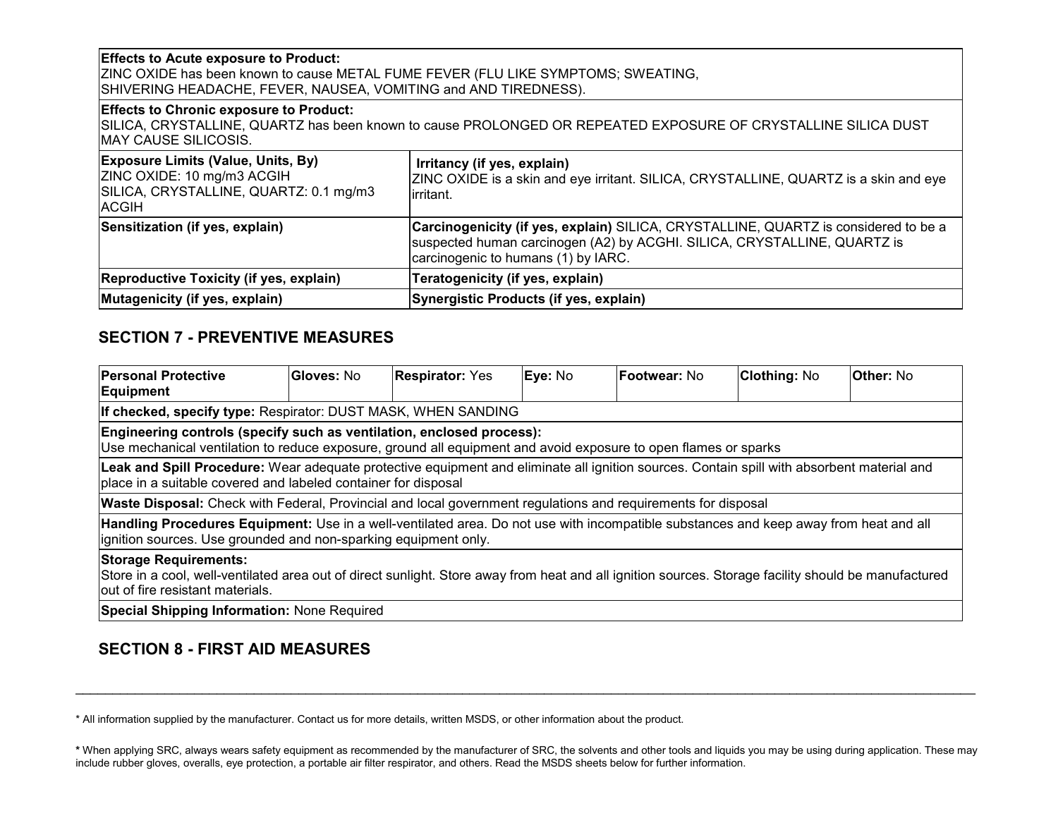| | |
|---|---|
| **Effects to Acute exposure to Product:**<br>ZINC OXIDE has been known to cause METAL FUME FEVER (FLU LIKE SYMPTOMS; SWEATING, SHIVERING HEADACHE, FEVER, NAUSEA, VOMITING and AND TIREDNESS). | |
| **Effects to Chronic exposure to Product:**<br>SILICA, CRYSTALLINE, QUARTZ has been known to cause PROLONGED OR REPEATED EXPOSURE OF CRYSTALLINE SILICA DUST MAY CAUSE SILICOSIS. | |
| **Exposure Limits (Value, Units, By)**<br>ZINC OXIDE: 10 mg/m3 ACGIH<br>SILICA, CRYSTALLINE, QUARTZ: 0.1 mg/m3 ACGIH | **Irritancy (if yes, explain)**<br>ZINC OXIDE is a skin and eye irritant. SILICA, CRYSTALLINE, QUARTZ is a skin and eye irritant. |
| **Sensitization (if yes, explain)** | **Carcinogenicity (if yes, explain)** SILICA, CRYSTALLINE, QUARTZ is considered to be a suspected human carcinogen (A2) by ACGHI. SILICA, CRYSTALLINE, QUARTZ is carcinogenic to humans (1) by IARC. |
| **Reproductive Toxicity (if yes, explain)** | **Teratogenicity (if yes, explain)** |
| **Mutagenicity (if yes, explain)** | **Synergistic Products (if yes, explain)** |

## SECTION 7 - PREVENTIVE MEASURES

| **Personal Protective Equipment** | **Gloves:** No | **Respirator:** Yes | **Eye:** No | **Footwear:** No | **Clothing:** No | **Other:** No |
|---|---|---|---|---|---|---|
| **If checked, specify type:** Respirator: DUST MASK, WHEN SANDING | | | | | | |
| **Engineering controls (specify such as ventilation, enclosed process):**<br>Use mechanical ventilation to reduce exposure, ground all equipment and avoid exposure to open flames or sparks | | | | | | |
| **Leak and Spill Procedure:** Wear adequate protective equipment and eliminate all ignition sources. Contain spill with absorbent material and place in a suitable covered and labeled container for disposal | | | | | | |
| **Waste Disposal:** Check with Federal, Provincial and local government regulations and requirements for disposal | | | | | | |
| **Handling Procedures Equipment:** Use in a well-ventilated area. Do not use with incompatible substances and keep away from heat and all ignition sources. Use grounded and non-sparking equipment only. | | | | | | |
| **Storage Requirements:**<br>Store in a cool, well-ventilated area out of direct sunlight. Store away from heat and all ignition sources. Storage facility should be manufactured out of fire resistant materials. | | | | | | |
| **Special Shipping Information:** None Required | | | | | | |

## SECTION 8 - FIRST AID MEASURES

* All information supplied by the manufacturer. Contact us for more details, written MSDS, or other information about the product.

**\*** When applying SRC, always wears safety equipment as recommended by the manufacturer of SRC, the solvents and other tools and liquids you may be using during application. These may include rubber gloves, overalls, eye protection, a portable air filter respirator, and others. Read the MSDS sheets below for further information.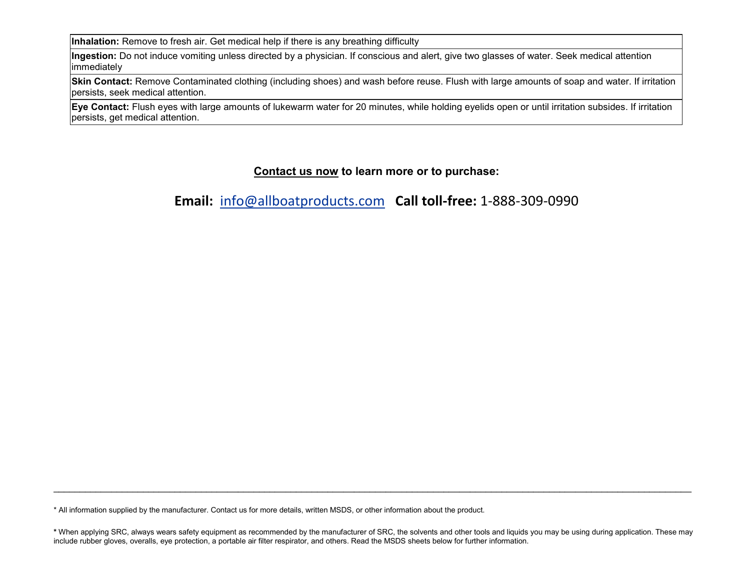| |
|---|
| **Inhalation:** Remove to fresh air. Get medical help if there is any breathing difficulty |
| **Ingestion:** Do not induce vomiting unless directed by a physician. If conscious and alert, give two glasses of water. Seek medical attention immediately |
| **Skin Contact:** Remove Contaminated clothing (including shoes) and wash before reuse. Flush with large amounts of soap and water. If irritation persists, seek medical attention. |
| **Eye Contact:** Flush eyes with large amounts of lukewarm water for 20 minutes, while holding eyelids open or until irritation subsides. If irritation persists, get medical attention. |

**Contact us now to learn more or to purchase:**

**Email:** info@allboatproducts.com **Call toll-free:** 1-888-309-0990

---

* All information supplied by the manufacturer. Contact us for more details, written MSDS, or other information about the product.

**\*** When applying SRC, always wears safety equipment as recommended by the manufacturer of SRC, the solvents and other tools and liquids you may be using during application. These may include rubber gloves, overalls, eye protection, a portable air filter respirator, and others. Read the MSDS sheets below for further information.